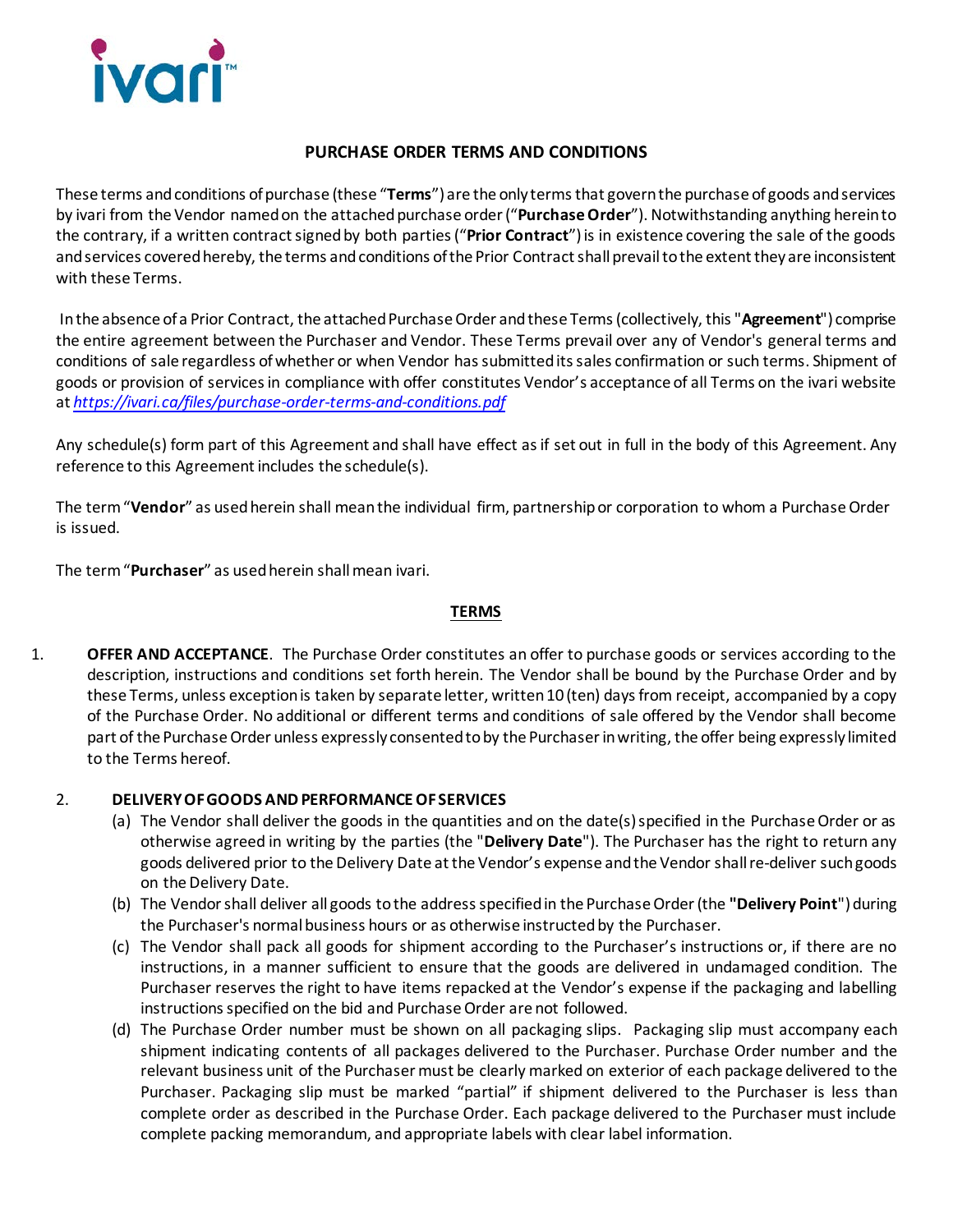ivari™

# PURCHASE ORDER TERMS AND CONDITIONS

These terms and conditions of purchase (these "**Terms**") are the only terms that govern the purchase of goods and services by ivari from the Vendor named on the attached purchase order ("**Purchase Order**"). Notwithstanding anything herein to the contrary, if a written contract signed by both parties ("**Prior Contract**") is in existence covering the sale of the goods and services covered hereby, the terms and conditions of the Prior Contract shall prevail to the extent they are inconsistent with these Terms.

In the absence of a Prior Contract, the attached Purchase Order and these Terms (collectively, this "**Agreement**") comprise the entire agreement between the Purchaser and Vendor. These Terms prevail over any of Vendor's general terms and conditions of sale regardless of whether or when Vendor has submitted its sales confirmation or such terms. Shipment of goods or provision of services in compliance with offer constitutes Vendor's acceptance of all Terms on the ivari website at *https://ivari.ca/files/purchase-order-terms-and-conditions.pdf*

Any schedule(s) form part of this Agreement and shall have effect as if set out in full in the body of this Agreement. Any reference to this Agreement includes the schedule(s).

The term "**Vendor**" as used herein shall mean the individual firm, partnership or corporation to whom a Purchase Order is issued.

The term "**Purchaser**" as used herein shall mean ivari.

## TERMS

1. **OFFER AND ACCEPTANCE**. The Purchase Order constitutes an offer to purchase goods or services according to the description, instructions and conditions set forth herein. The Vendor shall be bound by the Purchase Order and by these Terms, unless exception is taken by separate letter, written 10 (ten) days from receipt, accompanied by a copy of the Purchase Order. No additional or different terms and conditions of sale offered by the Vendor shall become part of the Purchase Order unless expressly consented to by the Purchaser in writing, the offer being expressly limited to the Terms hereof.

2. **DELIVERY OF GOODS AND PERFORMANCE OF SERVICES**
   (a) The Vendor shall deliver the goods in the quantities and on the date(s) specified in the Purchase Order or as otherwise agreed in writing by the parties (the "**Delivery Date**"). The Purchaser has the right to return any goods delivered prior to the Delivery Date at the Vendor's expense and the Vendor shall re-deliver such goods on the Delivery Date.
   (b) The Vendor shall deliver all goods to the address specified in the Purchase Order (the **"Delivery Point"**) during the Purchaser's normal business hours or as otherwise instructed by the Purchaser.
   (c) The Vendor shall pack all goods for shipment according to the Purchaser's instructions or, if there are no instructions, in a manner sufficient to ensure that the goods are delivered in undamaged condition. The Purchaser reserves the right to have items repacked at the Vendor's expense if the packaging and labelling instructions specified on the bid and Purchase Order are not followed.
   (d) The Purchase Order number must be shown on all packaging slips. Packaging slip must accompany each shipment indicating contents of all packages delivered to the Purchaser. Purchase Order number and the relevant business unit of the Purchaser must be clearly marked on exterior of each package delivered to the Purchaser. Packaging slip must be marked "partial" if shipment delivered to the Purchaser is less than complete order as described in the Purchase Order. Each package delivered to the Purchaser must include complete packing memorandum, and appropriate labels with clear label information.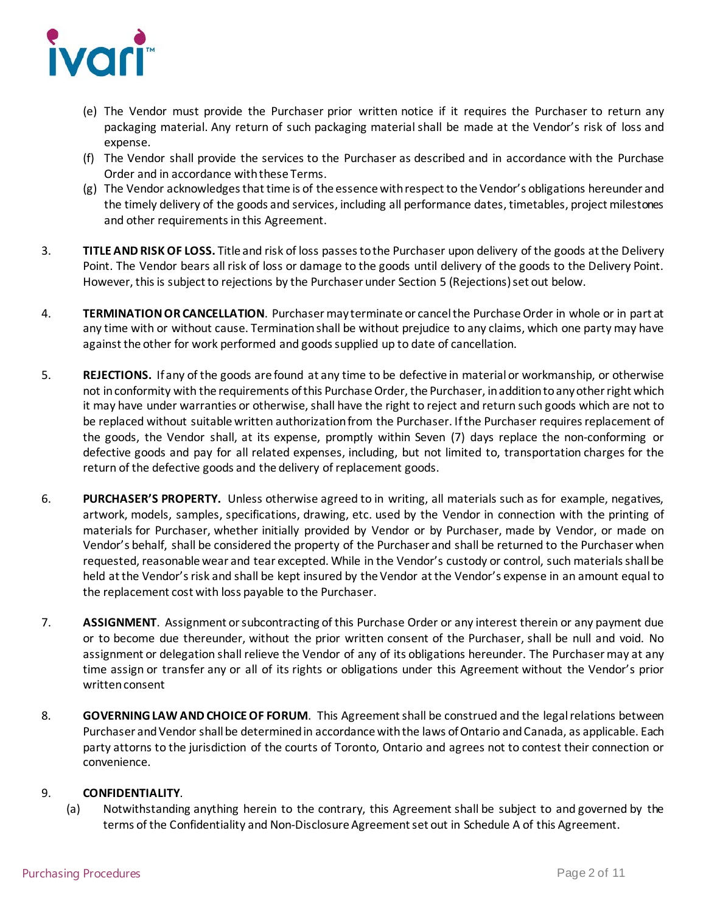(e) The Vendor must provide the Purchaser prior written notice if it requires the Purchaser to return any packaging material. Any return of such packaging material shall be made at the Vendor's risk of loss and expense.

(f) The Vendor shall provide the services to the Purchaser as described and in accordance with the Purchase Order and in accordance with these Terms.

(g) The Vendor acknowledges that time is of the essence with respect to the Vendor's obligations hereunder and the timely delivery of the goods and services, including all performance dates, timetables, project milestones and other requirements in this Agreement.

3. **TITLE AND RISK OF LOSS.** Title and risk of loss passes to the Purchaser upon delivery of the goods at the Delivery Point. The Vendor bears all risk of loss or damage to the goods until delivery of the goods to the Delivery Point. However, this is subject to rejections by the Purchaser under Section 5 (Rejections) set out below.

4. **TERMINATION OR CANCELLATION**. Purchaser may terminate or cancel the Purchase Order in whole or in part at any time with or without cause. Termination shall be without prejudice to any claims, which one party may have against the other for work performed and goods supplied up to date of cancellation.

5. **REJECTIONS.** If any of the goods are found at any time to be defective in material or workmanship, or otherwise not in conformity with the requirements of this Purchase Order, the Purchaser, in addition to any other right which it may have under warranties or otherwise, shall have the right to reject and return such goods which are not to be replaced without suitable written authorization from the Purchaser. If the Purchaser requires replacement of the goods, the Vendor shall, at its expense, promptly within Seven (7) days replace the non-conforming or defective goods and pay for all related expenses, including, but not limited to, transportation charges for the return of the defective goods and the delivery of replacement goods.

6. **PURCHASER'S PROPERTY.** Unless otherwise agreed to in writing, all materials such as for example, negatives, artwork, models, samples, specifications, drawing, etc. used by the Vendor in connection with the printing of materials for Purchaser, whether initially provided by Vendor or by Purchaser, made by Vendor, or made on Vendor's behalf, shall be considered the property of the Purchaser and shall be returned to the Purchaser when requested, reasonable wear and tear excepted. While in the Vendor's custody or control, such materials shall be held at the Vendor's risk and shall be kept insured by the Vendor at the Vendor's expense in an amount equal to the replacement cost with loss payable to the Purchaser.

7. **ASSIGNMENT**. Assignment or subcontracting of this Purchase Order or any interest therein or any payment due or to become due thereunder, without the prior written consent of the Purchaser, shall be null and void. No assignment or delegation shall relieve the Vendor of any of its obligations hereunder. The Purchaser may at any time assign or transfer any or all of its rights or obligations under this Agreement without the Vendor's prior written consent

8. **GOVERNING LAW AND CHOICE OF FORUM**. This Agreement shall be construed and the legal relations between Purchaser and Vendor shall be determined in accordance with the laws of Ontario and Canada, as applicable. Each party attorns to the jurisdiction of the courts of Toronto, Ontario and agrees not to contest their connection or convenience.

9. **CONFIDENTIALITY**.

(a) Notwithstanding anything herein to the contrary, this Agreement shall be subject to and governed by the terms of the Confidentiality and Non-Disclosure Agreement set out in Schedule A of this Agreement.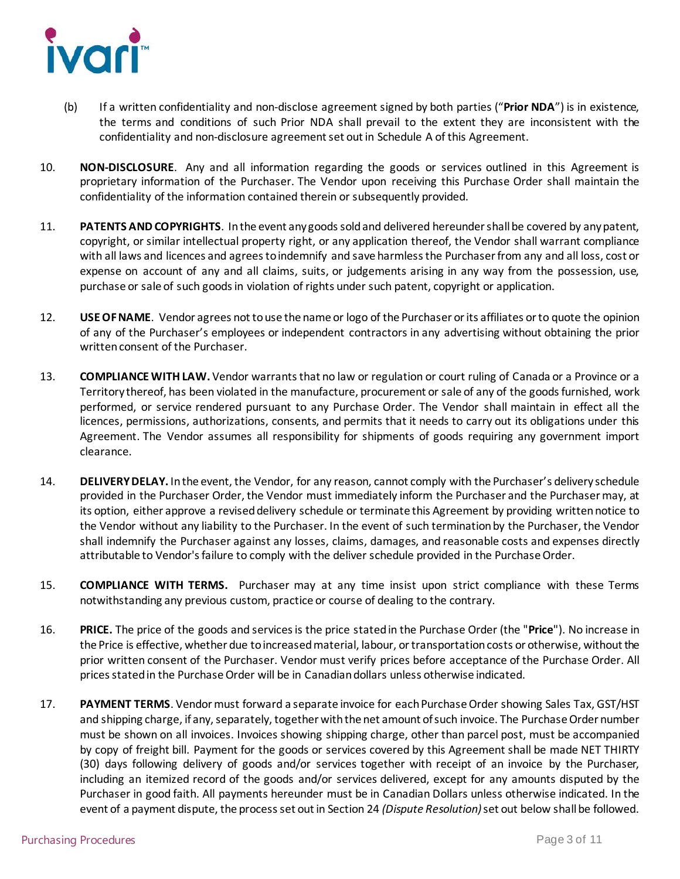(b) If a written confidentiality and non-disclose agreement signed by both parties ("**Prior NDA**") is in existence, the terms and conditions of such Prior NDA shall prevail to the extent they are inconsistent with the confidentiality and non-disclosure agreement set out in Schedule A of this Agreement.

10. **NON-DISCLOSURE**. Any and all information regarding the goods or services outlined in this Agreement is proprietary information of the Purchaser. The Vendor upon receiving this Purchase Order shall maintain the confidentiality of the information contained therein or subsequently provided.

11. **PATENTS AND COPYRIGHTS**. In the event any goods sold and delivered hereunder shall be covered by any patent, copyright, or similar intellectual property right, or any application thereof, the Vendor shall warrant compliance with all laws and licences and agrees to indemnify and save harmless the Purchaser from any and all loss, cost or expense on account of any and all claims, suits, or judgements arising in any way from the possession, use, purchase or sale of such goods in violation of rights under such patent, copyright or application.

12. **USE OF NAME**. Vendor agrees not to use the name or logo of the Purchaser or its affiliates or to quote the opinion of any of the Purchaser's employees or independent contractors in any advertising without obtaining the prior written consent of the Purchaser.

13. **COMPLIANCE WITH LAW.** Vendor warrants that no law or regulation or court ruling of Canada or a Province or a Territory thereof, has been violated in the manufacture, procurement or sale of any of the goods furnished, work performed, or service rendered pursuant to any Purchase Order. The Vendor shall maintain in effect all the licences, permissions, authorizations, consents, and permits that it needs to carry out its obligations under this Agreement. The Vendor assumes all responsibility for shipments of goods requiring any government import clearance.

14. **DELIVERY DELAY.** In the event, the Vendor, for any reason, cannot comply with the Purchaser's delivery schedule provided in the Purchaser Order, the Vendor must immediately inform the Purchaser and the Purchaser may, at its option, either approve a revised delivery schedule or terminate this Agreement by providing written notice to the Vendor without any liability to the Purchaser. In the event of such termination by the Purchaser, the Vendor shall indemnify the Purchaser against any losses, claims, damages, and reasonable costs and expenses directly attributable to Vendor's failure to comply with the deliver schedule provided in the Purchase Order.

15. **COMPLIANCE WITH TERMS.** Purchaser may at any time insist upon strict compliance with these Terms notwithstanding any previous custom, practice or course of dealing to the contrary.

16. **PRICE.** The price of the goods and services is the price stated in the Purchase Order (the "**Price**"). No increase in the Price is effective, whether due to increased material, labour, or transportation costs or otherwise, without the prior written consent of the Purchaser. Vendor must verify prices before acceptance of the Purchase Order. All prices stated in the Purchase Order will be in Canadian dollars unless otherwise indicated.

17. **PAYMENT TERMS**. Vendor must forward a separate invoice for each Purchase Order showing Sales Tax, GST/HST and shipping charge, if any, separately, together with the net amount of such invoice. The Purchase Order number must be shown on all invoices. Invoices showing shipping charge, other than parcel post, must be accompanied by copy of freight bill. Payment for the goods or services covered by this Agreement shall be made NET THIRTY (30) days following delivery of goods and/or services together with receipt of an invoice by the Purchaser, including an itemized record of the goods and/or services delivered, except for any amounts disputed by the Purchaser in good faith. All payments hereunder must be in Canadian Dollars unless otherwise indicated. In the event of a payment dispute, the process set out in Section 24 *(Dispute Resolution)* set out below shall be followed.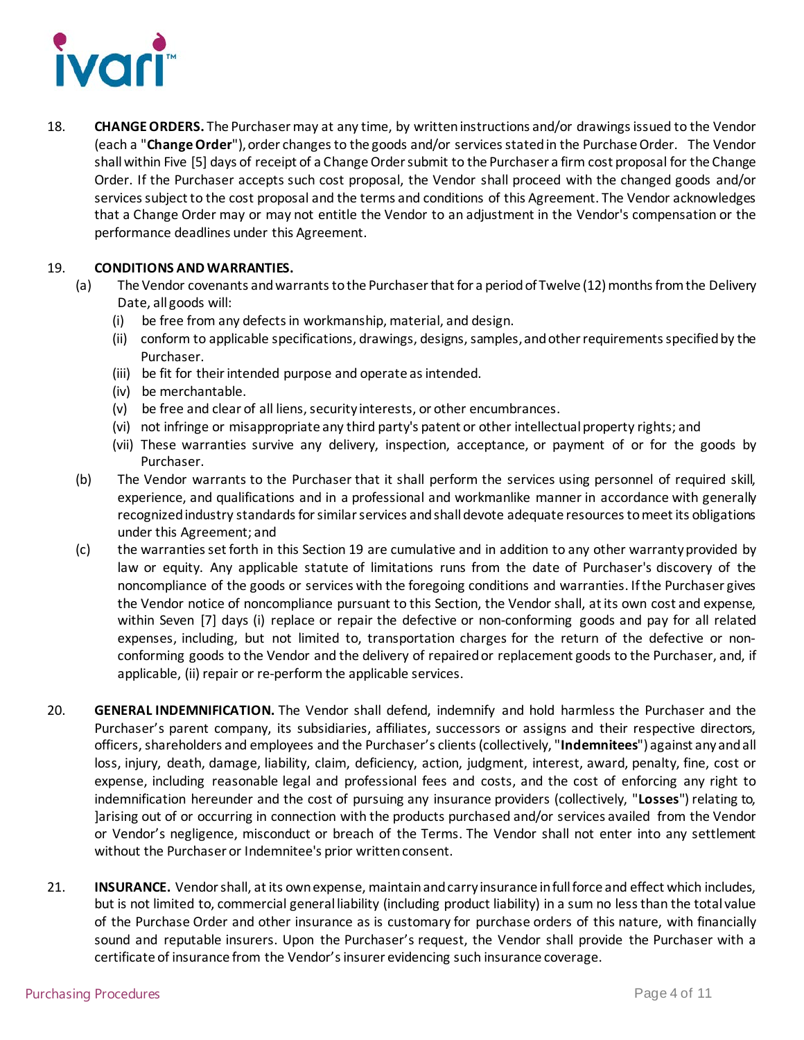18. **CHANGE ORDERS.** The Purchaser may at any time, by written instructions and/or drawings issued to the Vendor (each a "**Change Order**"), order changes to the goods and/or services stated in the Purchase Order. The Vendor shall within Five [5] days of receipt of a Change Order submit to the Purchaser a firm cost proposal for the Change Order. If the Purchaser accepts such cost proposal, the Vendor shall proceed with the changed goods and/or services subject to the cost proposal and the terms and conditions of this Agreement. The Vendor acknowledges that a Change Order may or may not entitle the Vendor to an adjustment in the Vendor's compensation or the performance deadlines under this Agreement.

19. **CONDITIONS AND WARRANTIES.**

    (a) The Vendor covenants and warrants to the Purchaser that for a period of Twelve (12) months from the Delivery Date, all goods will:

    (i) be free from any defects in workmanship, material, and design.

    (ii) conform to applicable specifications, drawings, designs, samples, and other requirements specified by the Purchaser.

    (iii) be fit for their intended purpose and operate as intended.

    (iv) be merchantable.

    (v) be free and clear of all liens, security interests, or other encumbrances.

    (vi) not infringe or misappropriate any third party's patent or other intellectual property rights; and

    (vii) These warranties survive any delivery, inspection, acceptance, or payment of or for the goods by Purchaser.

    (b) The Vendor warrants to the Purchaser that it shall perform the services using personnel of required skill, experience, and qualifications and in a professional and workmanlike manner in accordance with generally recognized industry standards for similar services and shall devote adequate resources to meet its obligations under this Agreement; and

    (c) the warranties set forth in this Section 19 are cumulative and in addition to any other warranty provided by law or equity. Any applicable statute of limitations runs from the date of Purchaser's discovery of the noncompliance of the goods or services with the foregoing conditions and warranties. If the Purchaser gives the Vendor notice of noncompliance pursuant to this Section, the Vendor shall, at its own cost and expense, within Seven [7] days (i) replace or repair the defective or non-conforming goods and pay for all related expenses, including, but not limited to, transportation charges for the return of the defective or non-conforming goods to the Vendor and the delivery of repaired or replacement goods to the Purchaser, and, if applicable, (ii) repair or re-perform the applicable services.

20. **GENERAL INDEMNIFICATION.** The Vendor shall defend, indemnify and hold harmless the Purchaser and the Purchaser's parent company, its subsidiaries, affiliates, successors or assigns and their respective directors, officers, shareholders and employees and the Purchaser's clients (collectively, "**Indemnitees**") against any and all loss, injury, death, damage, liability, claim, deficiency, action, judgment, interest, award, penalty, fine, cost or expense, including reasonable legal and professional fees and costs, and the cost of enforcing any right to indemnification hereunder and the cost of pursuing any insurance providers (collectively, "**Losses**") relating to, ]arising out of or occurring in connection with the products purchased and/or services availed from the Vendor or Vendor's negligence, misconduct or breach of the Terms. The Vendor shall not enter into any settlement without the Purchaser or Indemnitee's prior written consent.

21. **INSURANCE.** Vendor shall, at its own expense, maintain and carry insurance in full force and effect which includes, but is not limited to, commercial general liability (including product liability) in a sum no less than the total value of the Purchase Order and other insurance as is customary for purchase orders of this nature, with financially sound and reputable insurers. Upon the Purchaser's request, the Vendor shall provide the Purchaser with a certificate of insurance from the Vendor's insurer evidencing such insurance coverage.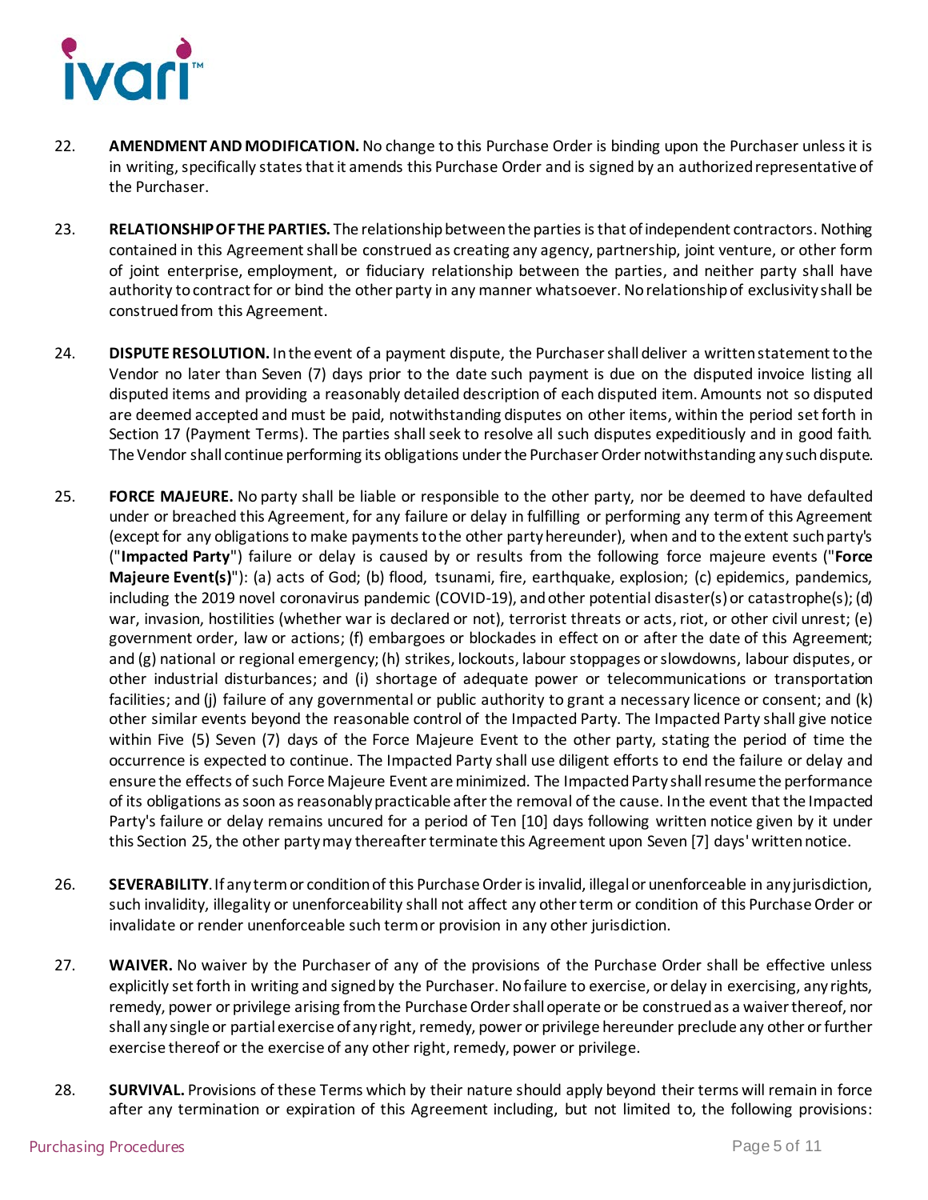22. **AMENDMENT AND MODIFICATION.** No change to this Purchase Order is binding upon the Purchaser unless it is in writing, specifically states that it amends this Purchase Order and is signed by an authorized representative of the Purchaser.

23. **RELATIONSHIP OF THE PARTIES.** The relationship between the parties is that of independent contractors. Nothing contained in this Agreement shall be construed as creating any agency, partnership, joint venture, or other form of joint enterprise, employment, or fiduciary relationship between the parties, and neither party shall have authority to contract for or bind the other party in any manner whatsoever. No relationship of exclusivity shall be construed from this Agreement.

24. **DISPUTE RESOLUTION.** In the event of a payment dispute, the Purchaser shall deliver a written statement to the Vendor no later than Seven (7) days prior to the date such payment is due on the disputed invoice listing all disputed items and providing a reasonably detailed description of each disputed item. Amounts not so disputed are deemed accepted and must be paid, notwithstanding disputes on other items, within the period set forth in Section 17 (Payment Terms). The parties shall seek to resolve all such disputes expeditiously and in good faith. The Vendor shall continue performing its obligations under the Purchaser Order notwithstanding any such dispute.

25. **FORCE MAJEURE.** No party shall be liable or responsible to the other party, nor be deemed to have defaulted under or breached this Agreement, for any failure or delay in fulfilling or performing any term of this Agreement (except for any obligations to make payments to the other party hereunder), when and to the extent such party's ("**Impacted Party**") failure or delay is caused by or results from the following force majeure events ("**Force Majeure Event(s)**"): (a) acts of God; (b) flood, tsunami, fire, earthquake, explosion; (c) epidemics, pandemics, including the 2019 novel coronavirus pandemic (COVID-19), and other potential disaster(s) or catastrophe(s); (d) war, invasion, hostilities (whether war is declared or not), terrorist threats or acts, riot, or other civil unrest; (e) government order, law or actions; (f) embargoes or blockades in effect on or after the date of this Agreement; and (g) national or regional emergency; (h) strikes, lockouts, labour stoppages or slowdowns, labour disputes, or other industrial disturbances; and (i) shortage of adequate power or telecommunications or transportation facilities; and (j) failure of any governmental or public authority to grant a necessary licence or consent; and (k) other similar events beyond the reasonable control of the Impacted Party. The Impacted Party shall give notice within Five (5) Seven (7) days of the Force Majeure Event to the other party, stating the period of time the occurrence is expected to continue. The Impacted Party shall use diligent efforts to end the failure or delay and ensure the effects of such Force Majeure Event are minimized. The Impacted Party shall resume the performance of its obligations as soon as reasonably practicable after the removal of the cause. In the event that the Impacted Party's failure or delay remains uncured for a period of Ten [10] days following written notice given by it under this Section 25, the other party may thereafter terminate this Agreement upon Seven [7] days' written notice.

26. **SEVERABILITY**. If any term or condition of this Purchase Order is invalid, illegal or unenforceable in any jurisdiction, such invalidity, illegality or unenforceability shall not affect any other term or condition of this Purchase Order or invalidate or render unenforceable such term or provision in any other jurisdiction.

27. **WAIVER.** No waiver by the Purchaser of any of the provisions of the Purchase Order shall be effective unless explicitly set forth in writing and signed by the Purchaser. No failure to exercise, or delay in exercising, any rights, remedy, power or privilege arising from the Purchase Order shall operate or be construed as a waiver thereof, nor shall any single or partial exercise of any right, remedy, power or privilege hereunder preclude any other or further exercise thereof or the exercise of any other right, remedy, power or privilege.

28. **SURVIVAL.** Provisions of these Terms which by their nature should apply beyond their terms will remain in force after any termination or expiration of this Agreement including, but not limited to, the following provisions: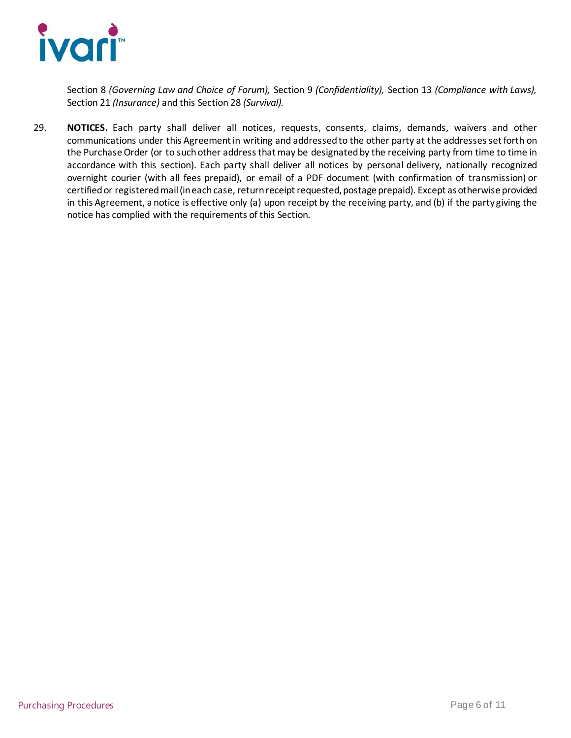Section 8 *(Governing Law and Choice of Forum),* Section 9 *(Confidentiality),* Section 13 *(Compliance with Laws),* Section 21 *(Insurance)* and this Section 28 *(Survival).*

29. **NOTICES.** Each party shall deliver all notices, requests, consents, claims, demands, waivers and other communications under this Agreement in writing and addressed to the other party at the addresses set forth on the Purchase Order (or to such other address that may be designated by the receiving party from time to time in accordance with this section). Each party shall deliver all notices by personal delivery, nationally recognized overnight courier (with all fees prepaid), or email of a PDF document (with confirmation of transmission) or certified or registered mail (in each case, return receipt requested, postage prepaid). Except as otherwise provided in this Agreement, a notice is effective only (a) upon receipt by the receiving party, and (b) if the party giving the notice has complied with the requirements of this Section.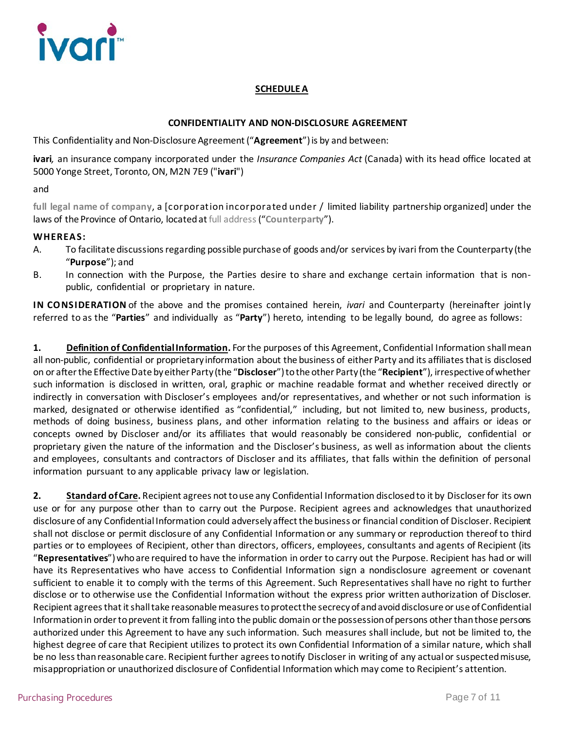## SCHEDULE A

### CONFIDENTIALITY AND NON-DISCLOSURE AGREEMENT

This Confidentiality and Non-Disclosure Agreement ("**Agreement**") is by and between:

**ivari**, an insurance company incorporated under the *Insurance Companies Act* (Canada) with its head office located at 5000 Yonge Street, Toronto, ON, M2N 7E9 ("**ivari**")

and

**full legal name of company**, a [corporation incorporated under / limited liability partnership organized] under the laws of the Province of Ontario, located at full address ("**Counterparty**").

**WHEREAS:**

A. To facilitate discussions regarding possible purchase of goods and/or services by ivari from the Counterparty (the "**Purpose**"); and

B. In connection with the Purpose, the Parties desire to share and exchange certain information that is non-public, confidential or proprietary in nature.

**IN CONSIDERATION** of the above and the promises contained herein, *ivari* and Counterparty (hereinafter jointly referred to as the "**Parties**" and individually as "**Party**") hereto, intending to be legally bound, do agree as follows:

**1. Definition of Confidential Information.** For the purposes of this Agreement, Confidential Information shall mean all non-public, confidential or proprietary information about the business of either Party and its affiliates that is disclosed on or after the Effective Date by either Party (the "**Discloser**") to the other Party (the "**Recipient**"), irrespective of whether such information is disclosed in written, oral, graphic or machine readable format and whether received directly or indirectly in conversation with Discloser's employees and/or representatives, and whether or not such information is marked, designated or otherwise identified as "confidential," including, but not limited to, new business, products, methods of doing business, business plans, and other information relating to the business and affairs or ideas or concepts owned by Discloser and/or its affiliates that would reasonably be considered non-public, confidential or proprietary given the nature of the information and the Discloser's business, as well as information about the clients and employees, consultants and contractors of Discloser and its affiliates, that falls within the definition of personal information pursuant to any applicable privacy law or legislation.

**2. Standard of Care.** Recipient agrees not to use any Confidential Information disclosed to it by Discloser for its own use or for any purpose other than to carry out the Purpose. Recipient agrees and acknowledges that unauthorized disclosure of any Confidential Information could adversely affect the business or financial condition of Discloser. Recipient shall not disclose or permit disclosure of any Confidential Information or any summary or reproduction thereof to third parties or to employees of Recipient, other than directors, officers, employees, consultants and agents of Recipient (its "**Representatives**") who are required to have the information in order to carry out the Purpose. Recipient has had or will have its Representatives who have access to Confidential Information sign a nondisclosure agreement or covenant sufficient to enable it to comply with the terms of this Agreement. Such Representatives shall have no right to further disclose or to otherwise use the Confidential Information without the express prior written authorization of Discloser. Recipient agrees that it shall take reasonable measures to protect the secrecy of and avoid disclosure or use of Confidential Information in order to prevent it from falling into the public domain or the possession of persons other than those persons authorized under this Agreement to have any such information. Such measures shall include, but not be limited to, the highest degree of care that Recipient utilizes to protect its own Confidential Information of a similar nature, which shall be no less than reasonable care. Recipient further agrees to notify Discloser in writing of any actual or suspected misuse, misappropriation or unauthorized disclosure of Confidential Information which may come to Recipient's attention.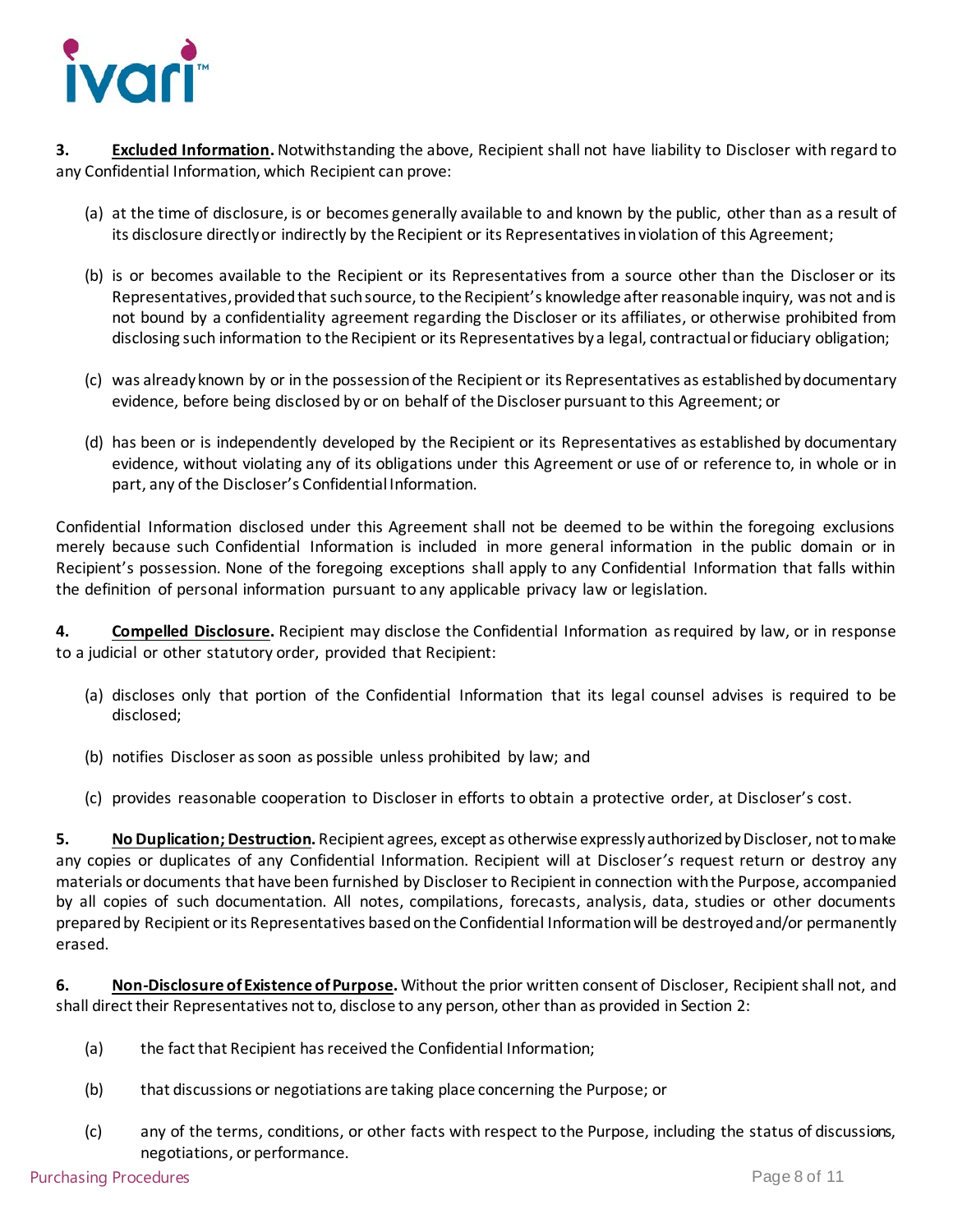**3. Excluded Information.** Notwithstanding the above, Recipient shall not have liability to Discloser with regard to any Confidential Information, which Recipient can prove:

(a) at the time of disclosure, is or becomes generally available to and known by the public, other than as a result of its disclosure directly or indirectly by the Recipient or its Representatives in violation of this Agreement;

(b) is or becomes available to the Recipient or its Representatives from a source other than the Discloser or its Representatives, provided that such source, to the Recipient's knowledge after reasonable inquiry, was not and is not bound by a confidentiality agreement regarding the Discloser or its affiliates, or otherwise prohibited from disclosing such information to the Recipient or its Representatives by a legal, contractual or fiduciary obligation;

(c) was already known by or in the possession of the Recipient or its Representatives as established by documentary evidence, before being disclosed by or on behalf of the Discloser pursuant to this Agreement; or

(d) has been or is independently developed by the Recipient or its Representatives as established by documentary evidence, without violating any of its obligations under this Agreement or use of or reference to, in whole or in part, any of the Discloser's Confidential Information.

Confidential Information disclosed under this Agreement shall not be deemed to be within the foregoing exclusions merely because such Confidential Information is included in more general information in the public domain or in Recipient's possession. None of the foregoing exceptions shall apply to any Confidential Information that falls within the definition of personal information pursuant to any applicable privacy law or legislation.

**4. Compelled Disclosure.** Recipient may disclose the Confidential Information as required by law, or in response to a judicial or other statutory order, provided that Recipient:

(a) discloses only that portion of the Confidential Information that its legal counsel advises is required to be disclosed;

(b) notifies Discloser as soon as possible unless prohibited by law; and

(c) provides reasonable cooperation to Discloser in efforts to obtain a protective order, at Discloser's cost.

**5. No Duplication; Destruction.** Recipient agrees, except as otherwise expressly authorized by Discloser, not to make any copies or duplicates of any Confidential Information. Recipient will at Discloser's request return or destroy any materials or documents that have been furnished by Discloser to Recipient in connection with the Purpose, accompanied by all copies of such documentation. All notes, compilations, forecasts, analysis, data, studies or other documents prepared by Recipient or its Representatives based on the Confidential Information will be destroyed and/or permanently erased.

**6. Non-Disclosure of Existence of Purpose.** Without the prior written consent of Discloser, Recipient shall not, and shall direct their Representatives not to, disclose to any person, other than as provided in Section 2:

(a) the fact that Recipient has received the Confidential Information;

(b) that discussions or negotiations are taking place concerning the Purpose; or

(c) any of the terms, conditions, or other facts with respect to the Purpose, including the status of discussions, negotiations, or performance.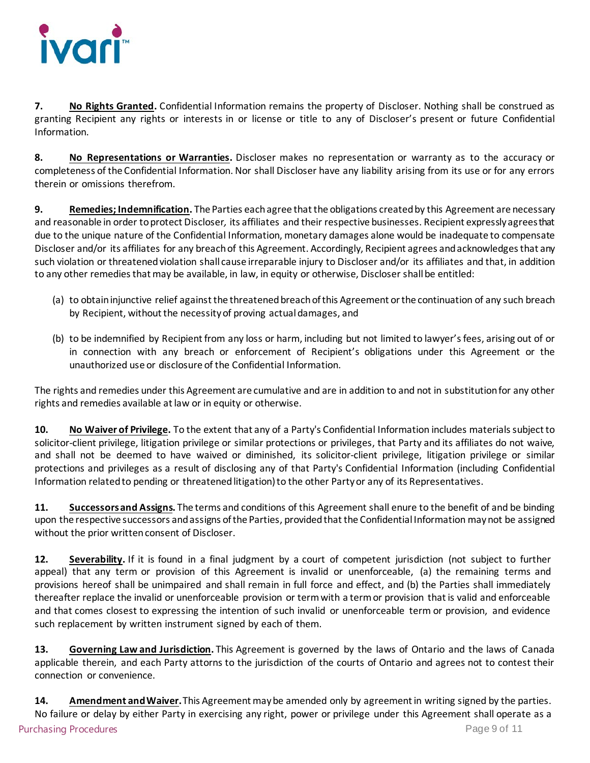**7.** **No Rights Granted.** Confidential Information remains the property of Discloser. Nothing shall be construed as granting Recipient any rights or interests in or license or title to any of Discloser's present or future Confidential Information.

**8.** **No Representations or Warranties.** Discloser makes no representation or warranty as to the accuracy or completeness of the Confidential Information. Nor shall Discloser have any liability arising from its use or for any errors therein or omissions therefrom.

**9.** **Remedies; Indemnification.** The Parties each agree that the obligations created by this Agreement are necessary and reasonable in order to protect Discloser, its affiliates and their respective businesses. Recipient expressly agrees that due to the unique nature of the Confidential Information, monetary damages alone would be inadequate to compensate Discloser and/or its affiliates for any breach of this Agreement. Accordingly, Recipient agrees and acknowledges that any such violation or threatened violation shall cause irreparable injury to Discloser and/or its affiliates and that, in addition to any other remedies that may be available, in law, in equity or otherwise, Discloser shall be entitled:

(a) to obtain injunctive relief against the threatened breach of this Agreement or the continuation of any such breach by Recipient, without the necessity of proving actual damages, and

(b) to be indemnified by Recipient from any loss or harm, including but not limited to lawyer's fees, arising out of or in connection with any breach or enforcement of Recipient's obligations under this Agreement or the unauthorized use or disclosure of the Confidential Information.

The rights and remedies under this Agreement are cumulative and are in addition to and not in substitution for any other rights and remedies available at law or in equity or otherwise.

**10.** **No Waiver of Privilege.** To the extent that any of a Party's Confidential Information includes materials subject to solicitor-client privilege, litigation privilege or similar protections or privileges, that Party and its affiliates do not waive, and shall not be deemed to have waived or diminished, its solicitor-client privilege, litigation privilege or similar protections and privileges as a result of disclosing any of that Party's Confidential Information (including Confidential Information related to pending or threatened litigation) to the other Party or any of its Representatives.

**11.** **Successors and Assigns.** The terms and conditions of this Agreement shall enure to the benefit of and be binding upon the respective successors and assigns of the Parties, provided that the Confidential Information may not be assigned without the prior written consent of Discloser.

**12.** **Severability.** If it is found in a final judgment by a court of competent jurisdiction (not subject to further appeal) that any term or provision of this Agreement is invalid or unenforceable, (a) the remaining terms and provisions hereof shall be unimpaired and shall remain in full force and effect, and (b) the Parties shall immediately thereafter replace the invalid or unenforceable provision or term with a term or provision that is valid and enforceable and that comes closest to expressing the intention of such invalid or unenforceable term or provision, and evidence such replacement by written instrument signed by each of them.

**13.** **Governing Law and Jurisdiction.** This Agreement is governed by the laws of Ontario and the laws of Canada applicable therein, and each Party attorns to the jurisdiction of the courts of Ontario and agrees not to contest their connection or convenience.

**14.** **Amendment and Waiver.** This Agreement may be amended only by agreement in writing signed by the parties. No failure or delay by either Party in exercising any right, power or privilege under this Agreement shall operate as a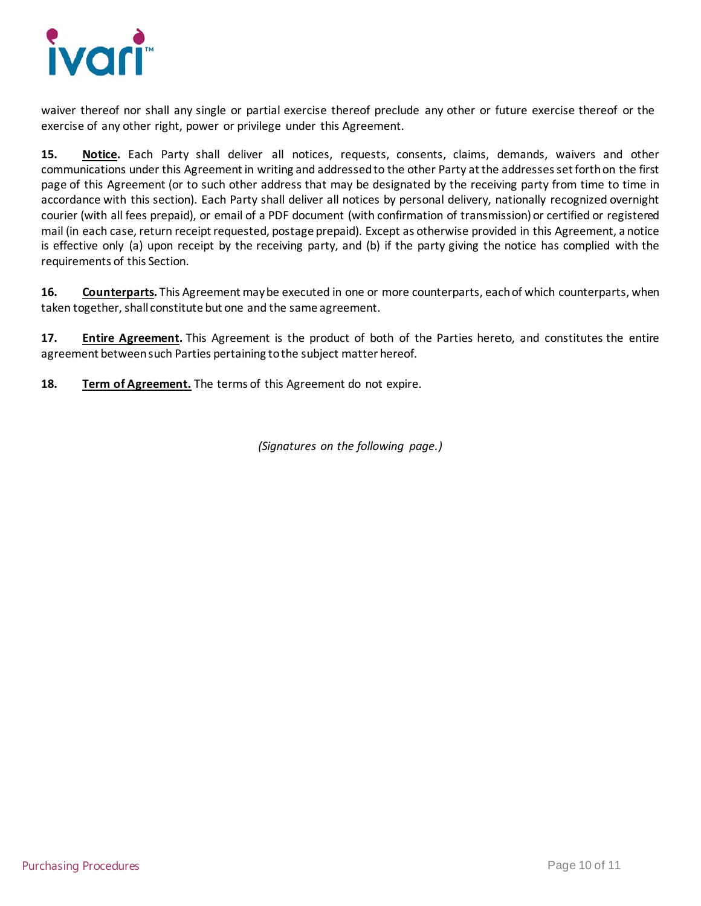waiver thereof nor shall any single or partial exercise thereof preclude any other or future exercise thereof or the exercise of any other right, power or privilege under this Agreement.

**15.** **Notice.** Each Party shall deliver all notices, requests, consents, claims, demands, waivers and other communications under this Agreement in writing and addressed to the other Party at the addresses set forth on the first page of this Agreement (or to such other address that may be designated by the receiving party from time to time in accordance with this section). Each Party shall deliver all notices by personal delivery, nationally recognized overnight courier (with all fees prepaid), or email of a PDF document (with confirmation of transmission) or certified or registered mail (in each case, return receipt requested, postage prepaid). Except as otherwise provided in this Agreement, a notice is effective only (a) upon receipt by the receiving party, and (b) if the party giving the notice has complied with the requirements of this Section.

**16.** **Counterparts.** This Agreement may be executed in one or more counterparts, each of which counterparts, when taken together, shall constitute but one and the same agreement.

**17.** **Entire Agreement.** This Agreement is the product of both of the Parties hereto, and constitutes the entire agreement between such Parties pertaining to the subject matter hereof.

**18.** **Term of Agreement.** The terms of this Agreement do not expire.

*(Signatures on the following page.)*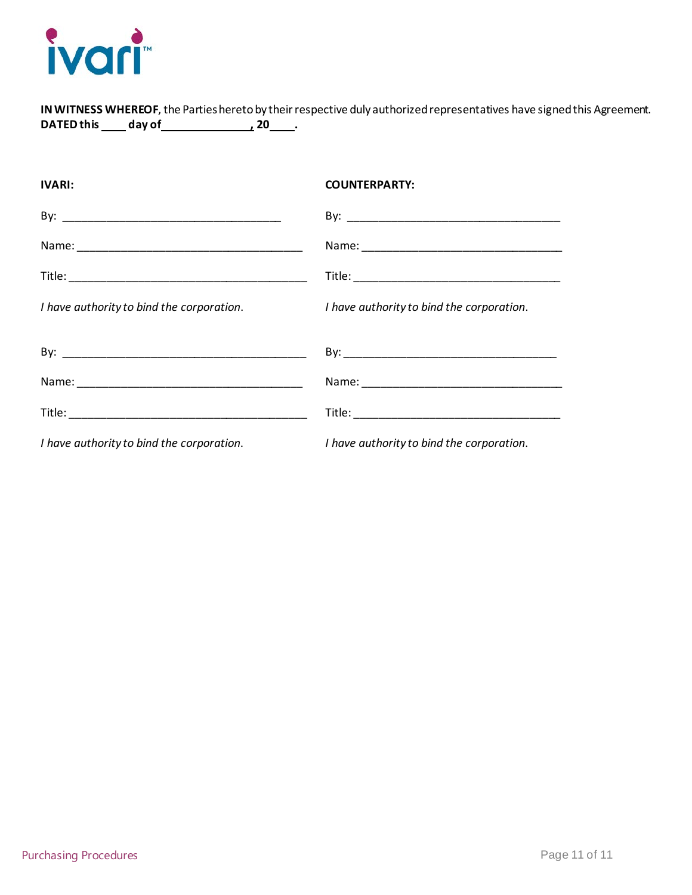**IN WITNESS WHEREOF**, the Parties hereto by their respective duly authorized representatives have signed this Agreement.
**DATED this \_\_\_\_ day of \_\_\_\_\_\_\_\_\_\_\_\_\_\_\_, 20\_\_\_\_.**

| | |
|---|---|
| **IVARI:** | **COUNTERPARTY:** |
| By: ___________________________________ | By: ___________________________________ |
| Name: ___________________________________ | Name: ___________________________________ |
| Title: ___________________________________ | Title: ___________________________________ |
| *I have authority to bind the corporation.* | *I have authority to bind the corporation.* |
| By: ___________________________________ | By: ___________________________________ |
| Name: ___________________________________ | Name: ___________________________________ |
| Title: ___________________________________ | Title: ___________________________________ |
| *I have authority to bind the corporation.* | *I have authority to bind the corporation.* |